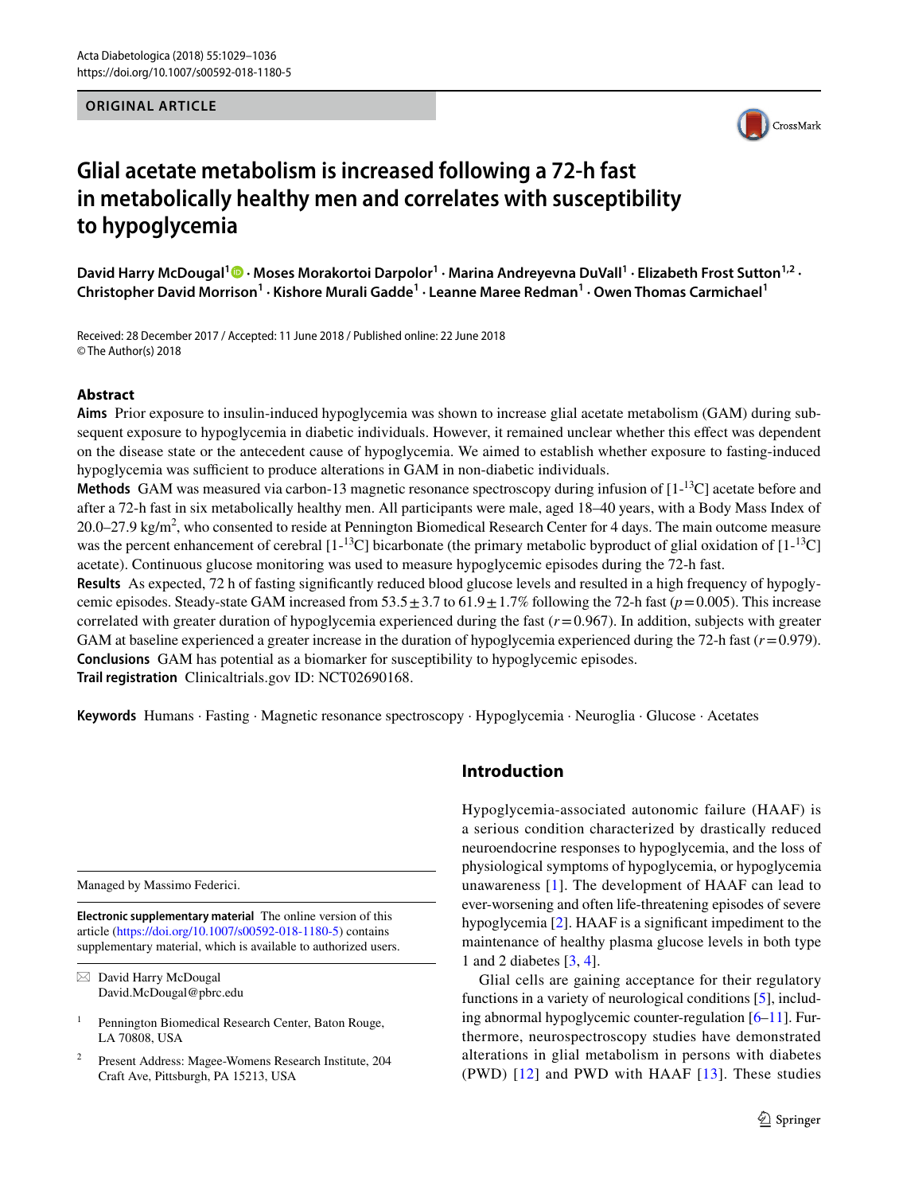ORIGINAL ARTICLE

# Glial acetate metabolism is increased following a 72-h fast in metabolically healthy men and correlates with susceptibility to hypoglycemia

David Harry McDougal[1] · Moses Morakortoi Darpolor[1] · Marina Andreyevna DuVall[1] · Elizabeth Frost Sutton[1,2] · Christopher David Morrison[1] · Kishore Murali Gadde[1] · Leanne Maree Redman[1] · Owen Thomas Carmichael[1]

Received: 28 December 2017 / Accepted: 11 June 2018 / Published online: 22 June 2018
© The Author(s) 2018

## Abstract

**Aims** Prior exposure to insulin-induced hypoglycemia was shown to increase glial acetate metabolism (GAM) during subsequent exposure to hypoglycemia in diabetic individuals. However, it remained unclear whether this effect was dependent on the disease state or the antecedent cause of hypoglycemia. We aimed to establish whether exposure to fasting-induced hypoglycemia was sufficient to produce alterations in GAM in non-diabetic individuals.

**Methods** GAM was measured via carbon-13 magnetic resonance spectroscopy during infusion of [1-$^{13}$C] acetate before and after a 72-h fast in six metabolically healthy men. All participants were male, aged 18–40 years, with a Body Mass Index of 20.0–27.9 kg/m$^2$, who consented to reside at Pennington Biomedical Research Center for 4 days. The main outcome measure was the percent enhancement of cerebral [1-$^{13}$C] bicarbonate (the primary metabolic byproduct of glial oxidation of [1-$^{13}$C] acetate). Continuous glucose monitoring was used to measure hypoglycemic episodes during the 72-h fast.

**Results** As expected, 72 h of fasting significantly reduced blood glucose levels and resulted in a high frequency of hypoglycemic episodes. Steady-state GAM increased from 53.5 ± 3.7 to 61.9 ± 1.7% following the 72-h fast ($p = 0.005$). This increase correlated with greater duration of hypoglycemia experienced during the fast ($r = 0.967$). In addition, subjects with greater GAM at baseline experienced a greater increase in the duration of hypoglycemia experienced during the 72-h fast ($r = 0.979$).

**Conclusions** GAM has potential as a biomarker for susceptibility to hypoglycemic episodes.

**Trail registration** Clinicaltrials.gov ID: NCT02690168.

**Keywords** Humans · Fasting · Magnetic resonance spectroscopy · Hypoglycemia · Neuroglia · Glucose · Acetates

## Introduction

Hypoglycemia-associated autonomic failure (HAAF) is a serious condition characterized by drastically reduced neuroendocrine responses to hypoglycemia, and the loss of physiological symptoms of hypoglycemia, or hypoglycemia unawareness [1]. The development of HAAF can lead to ever-worsening and often life-threatening episodes of severe hypoglycemia [2]. HAAF is a significant impediment to the maintenance of healthy plasma glucose levels in both type 1 and 2 diabetes [3, 4].

Glial cells are gaining acceptance for their regulatory functions in a variety of neurological conditions [5], including abnormal hypoglycemic counter-regulation [6–11]. Furthermore, neurospectroscopy studies have demonstrated alterations in glial metabolism in persons with diabetes (PWD) [12] and PWD with HAAF [13]. These studies

Managed by Massimo Federici.

**Electronic supplementary material** The online version of this article (https://doi.org/10.1007/s00592-018-1180-5) contains supplementary material, which is available to authorized users.

✉ David Harry McDougal
David.McDougal@pbrc.edu

[1] Pennington Biomedical Research Center, Baton Rouge, LA 70808, USA

[2] Present Address: Magee-Womens Research Institute, 204 Craft Ave, Pittsburgh, PA 15213, USA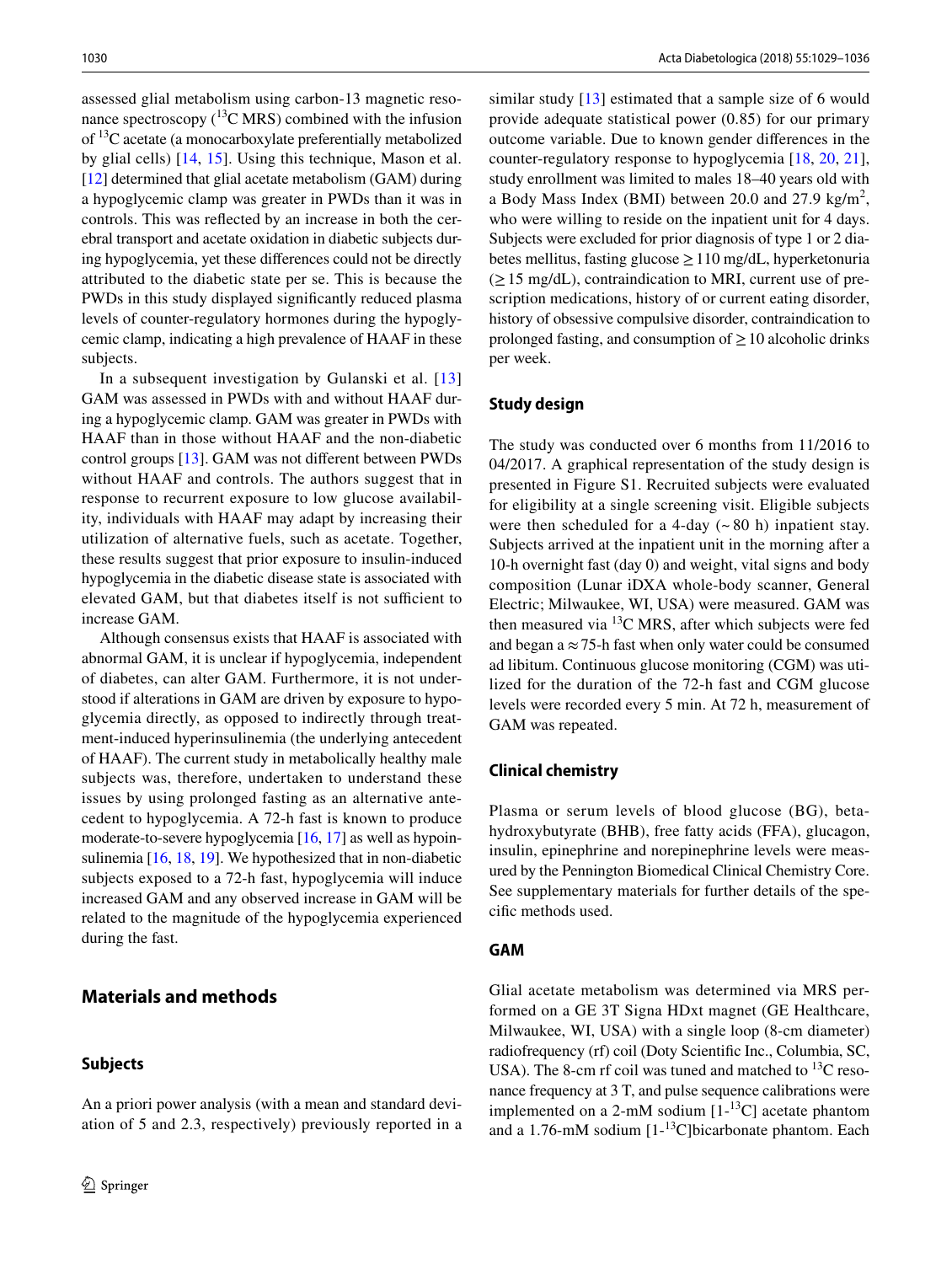assessed glial metabolism using carbon-13 magnetic resonance spectroscopy ($^{13}$C MRS) combined with the infusion of $^{13}$C acetate (a monocarboxylate preferentially metabolized by glial cells) [14, 15]. Using this technique, Mason et al. [12] determined that glial acetate metabolism (GAM) during a hypoglycemic clamp was greater in PWDs than it was in controls. This was reflected by an increase in both the cerebral transport and acetate oxidation in diabetic subjects during hypoglycemia, yet these differences could not be directly attributed to the diabetic state per se. This is because the PWDs in this study displayed significantly reduced plasma levels of counter-regulatory hormones during the hypoglycemic clamp, indicating a high prevalence of HAAF in these subjects.

In a subsequent investigation by Gulanski et al. [13] GAM was assessed in PWDs with and without HAAF during a hypoglycemic clamp. GAM was greater in PWDs with HAAF than in those without HAAF and the non-diabetic control groups [13]. GAM was not different between PWDs without HAAF and controls. The authors suggest that in response to recurrent exposure to low glucose availability, individuals with HAAF may adapt by increasing their utilization of alternative fuels, such as acetate. Together, these results suggest that prior exposure to insulin-induced hypoglycemia in the diabetic disease state is associated with elevated GAM, but that diabetes itself is not sufficient to increase GAM.

Although consensus exists that HAAF is associated with abnormal GAM, it is unclear if hypoglycemia, independent of diabetes, can alter GAM. Furthermore, it is not understood if alterations in GAM are driven by exposure to hypoglycemia directly, as opposed to indirectly through treatment-induced hyperinsulinemia (the underlying antecedent of HAAF). The current study in metabolically healthy male subjects was, therefore, undertaken to understand these issues by using prolonged fasting as an alternative antecedent to hypoglycemia. A 72-h fast is known to produce moderate-to-severe hypoglycemia [16, 17] as well as hypoinsulinemia [16, 18, 19]. We hypothesized that in non-diabetic subjects exposed to a 72-h fast, hypoglycemia will induce increased GAM and any observed increase in GAM will be related to the magnitude of the hypoglycemia experienced during the fast.

## Materials and methods

### Subjects

An a priori power analysis (with a mean and standard deviation of 5 and 2.3, respectively) previously reported in a similar study [13] estimated that a sample size of 6 would provide adequate statistical power (0.85) for our primary outcome variable. Due to known gender differences in the counter-regulatory response to hypoglycemia [18, 20, 21], study enrollment was limited to males 18–40 years old with a Body Mass Index (BMI) between 20.0 and 27.9 kg/m$^2$, who were willing to reside on the inpatient unit for 4 days. Subjects were excluded for prior diagnosis of type 1 or 2 diabetes mellitus, fasting glucose ≥ 110 mg/dL, hyperketonuria (≥ 15 mg/dL), contraindication to MRI, current use of prescription medications, history of or current eating disorder, history of obsessive compulsive disorder, contraindication to prolonged fasting, and consumption of ≥ 10 alcoholic drinks per week.

### Study design

The study was conducted over 6 months from 11/2016 to 04/2017. A graphical representation of the study design is presented in Figure S1. Recruited subjects were evaluated for eligibility at a single screening visit. Eligible subjects were then scheduled for a 4-day (~ 80 h) inpatient stay. Subjects arrived at the inpatient unit in the morning after a 10-h overnight fast (day 0) and weight, vital signs and body composition (Lunar iDXA whole-body scanner, General Electric; Milwaukee, WI, USA) were measured. GAM was then measured via $^{13}$C MRS, after which subjects were fed and began a ≈ 75-h fast when only water could be consumed ad libitum. Continuous glucose monitoring (CGM) was utilized for the duration of the 72-h fast and CGM glucose levels were recorded every 5 min. At 72 h, measurement of GAM was repeated.

### Clinical chemistry

Plasma or serum levels of blood glucose (BG), beta-hydroxybutyrate (BHB), free fatty acids (FFA), glucagon, insulin, epinephrine and norepinephrine levels were measured by the Pennington Biomedical Clinical Chemistry Core. See supplementary materials for further details of the specific methods used.

### GAM

Glial acetate metabolism was determined via MRS performed on a GE 3T Signa HDxt magnet (GE Healthcare, Milwaukee, WI, USA) with a single loop (8-cm diameter) radiofrequency (rf) coil (Doty Scientific Inc., Columbia, SC, USA). The 8-cm rf coil was tuned and matched to $^{13}$C resonance frequency at 3 T, and pulse sequence calibrations were implemented on a 2-mM sodium [1-$^{13}$C] acetate phantom and a 1.76-mM sodium [1-$^{13}$C]bicarbonate phantom. Each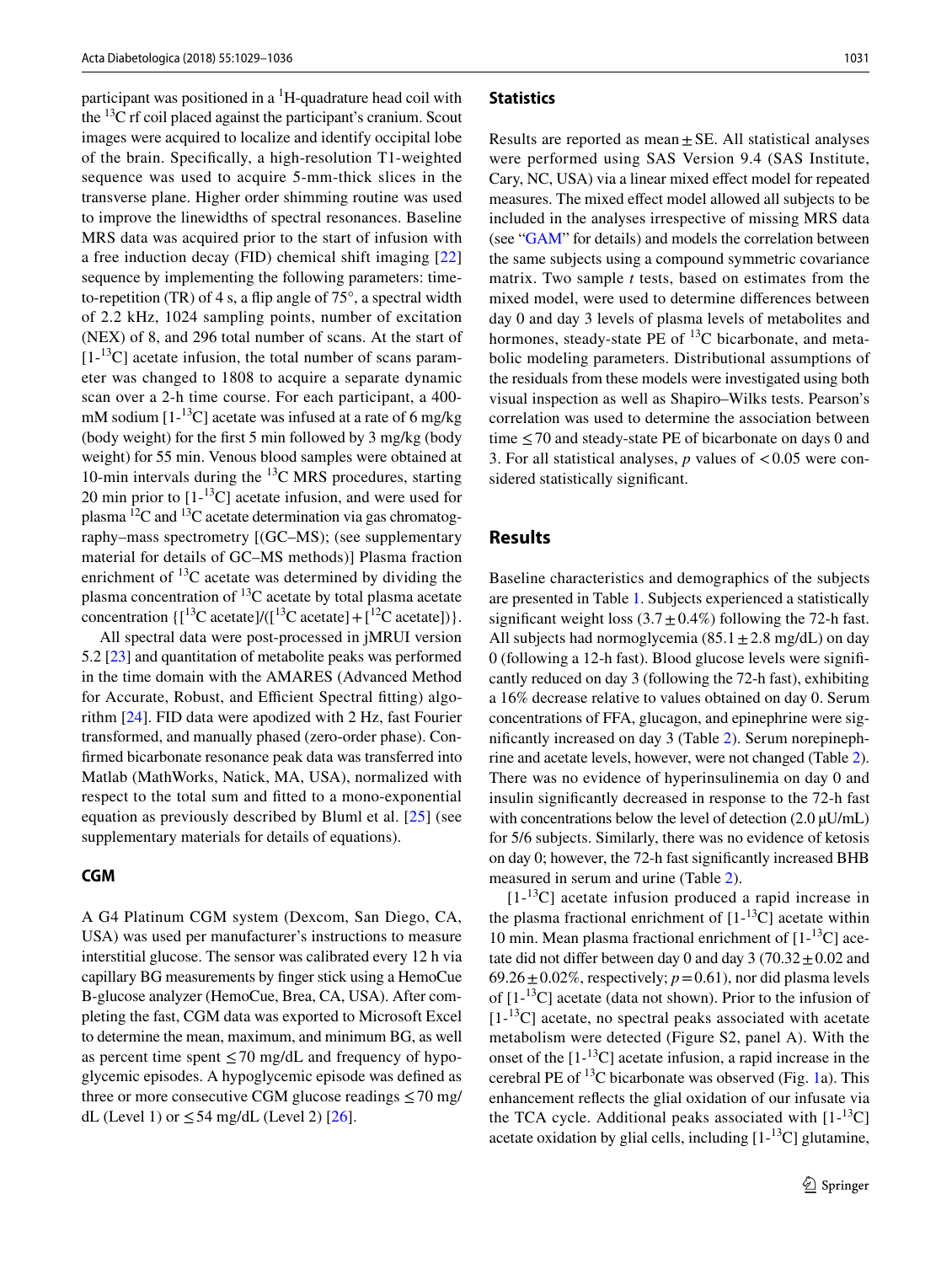participant was positioned in a $^1$H-quadrature head coil with the $^{13}$C rf coil placed against the participant's cranium. Scout images were acquired to localize and identify occipital lobe of the brain. Specifically, a high-resolution T1-weighted sequence was used to acquire 5-mm-thick slices in the transverse plane. Higher order shimming routine was used to improve the linewidths of spectral resonances. Baseline MRS data was acquired prior to the start of infusion with a free induction decay (FID) chemical shift imaging [22] sequence by implementing the following parameters: time-to-repetition (TR) of 4 s, a flip angle of 75°, a spectral width of 2.2 kHz, 1024 sampling points, number of excitation (NEX) of 8, and 296 total number of scans. At the start of [1-$^{13}$C] acetate infusion, the total number of scans parameter was changed to 1808 to acquire a separate dynamic scan over a 2-h time course. For each participant, a 400-mM sodium [1-$^{13}$C] acetate was infused at a rate of 6 mg/kg (body weight) for the first 5 min followed by 3 mg/kg (body weight) for 55 min. Venous blood samples were obtained at 10-min intervals during the $^{13}$C MRS procedures, starting 20 min prior to [1-$^{13}$C] acetate infusion, and were used for plasma $^{12}$C and $^{13}$C acetate determination via gas chromatography–mass spectrometry [(GC–MS); (see supplementary material for details of GC–MS methods)] Plasma fraction enrichment of $^{13}$C acetate was determined by dividing the plasma concentration of $^{13}$C acetate by total plasma acetate concentration {[$^{13}$C acetate]/([$^{13}$C acetate] + [$^{12}$C acetate])}.

All spectral data were post-processed in jMRUI version 5.2 [23] and quantitation of metabolite peaks was performed in the time domain with the AMARES (Advanced Method for Accurate, Robust, and Efficient Spectral fitting) algorithm [24]. FID data were apodized with 2 Hz, fast Fourier transformed, and manually phased (zero-order phase). Confirmed bicarbonate resonance peak data was transferred into Matlab (MathWorks, Natick, MA, USA), normalized with respect to the total sum and fitted to a mono-exponential equation as previously described by Bluml et al. [25] (see supplementary materials for details of equations).

### CGM

A G4 Platinum CGM system (Dexcom, San Diego, CA, USA) was used per manufacturer's instructions to measure interstitial glucose. The sensor was calibrated every 12 h via capillary BG measurements by finger stick using a HemoCue B-glucose analyzer (HemoCue, Brea, CA, USA). After completing the fast, CGM data was exported to Microsoft Excel to determine the mean, maximum, and minimum BG, as well as percent time spent ≤ 70 mg/dL and frequency of hypoglycemic episodes. A hypoglycemic episode was defined as three or more consecutive CGM glucose readings ≤ 70 mg/dL (Level 1) or ≤ 54 mg/dL (Level 2) [26].

### Statistics

Results are reported as mean ± SE. All statistical analyses were performed using SAS Version 9.4 (SAS Institute, Cary, NC, USA) via a linear mixed effect model for repeated measures. The mixed effect model allowed all subjects to be included in the analyses irrespective of missing MRS data (see "GAM" for details) and models the correlation between the same subjects using a compound symmetric covariance matrix. Two sample *t* tests, based on estimates from the mixed model, were used to determine differences between day 0 and day 3 levels of plasma levels of metabolites and hormones, steady-state PE of $^{13}$C bicarbonate, and metabolic modeling parameters. Distributional assumptions of the residuals from these models were investigated using both visual inspection as well as Shapiro–Wilks tests. Pearson's correlation was used to determine the association between time ≤ 70 and steady-state PE of bicarbonate on days 0 and 3. For all statistical analyses, $p$ values of < 0.05 were considered statistically significant.

## Results

Baseline characteristics and demographics of the subjects are presented in Table 1. Subjects experienced a statistically significant weight loss (3.7 ± 0.4%) following the 72-h fast. All subjects had normoglycemia (85.1 ± 2.8 mg/dL) on day 0 (following a 12-h fast). Blood glucose levels were significantly reduced on day 3 (following the 72-h fast), exhibiting a 16% decrease relative to values obtained on day 0. Serum concentrations of FFA, glucagon, and epinephrine were significantly increased on day 3 (Table 2). Serum norepinephrine and acetate levels, however, were not changed (Table 2). There was no evidence of hyperinsulinemia on day 0 and insulin significantly decreased in response to the 72-h fast with concentrations below the level of detection (2.0 μU/mL) for 5/6 subjects. Similarly, there was no evidence of ketosis on day 0; however, the 72-h fast significantly increased BHB measured in serum and urine (Table 2).

[1-$^{13}$C] acetate infusion produced a rapid increase in the plasma fractional enrichment of [1-$^{13}$C] acetate within 10 min. Mean plasma fractional enrichment of [1-$^{13}$C] acetate did not differ between day 0 and day 3 (70.32 ± 0.02 and 69.26 ± 0.02%, respectively; $p$ = 0.61), nor did plasma levels of [1-$^{13}$C] acetate (data not shown). Prior to the infusion of [1-$^{13}$C] acetate, no spectral peaks associated with acetate metabolism were detected (Figure S2, panel A). With the onset of the [1-$^{13}$C] acetate infusion, a rapid increase in the cerebral PE of $^{13}$C bicarbonate was observed (Fig. 1a). This enhancement reflects the glial oxidation of our infusate via the TCA cycle. Additional peaks associated with [1-$^{13}$C] acetate oxidation by glial cells, including [1-$^{13}$C] glutamine,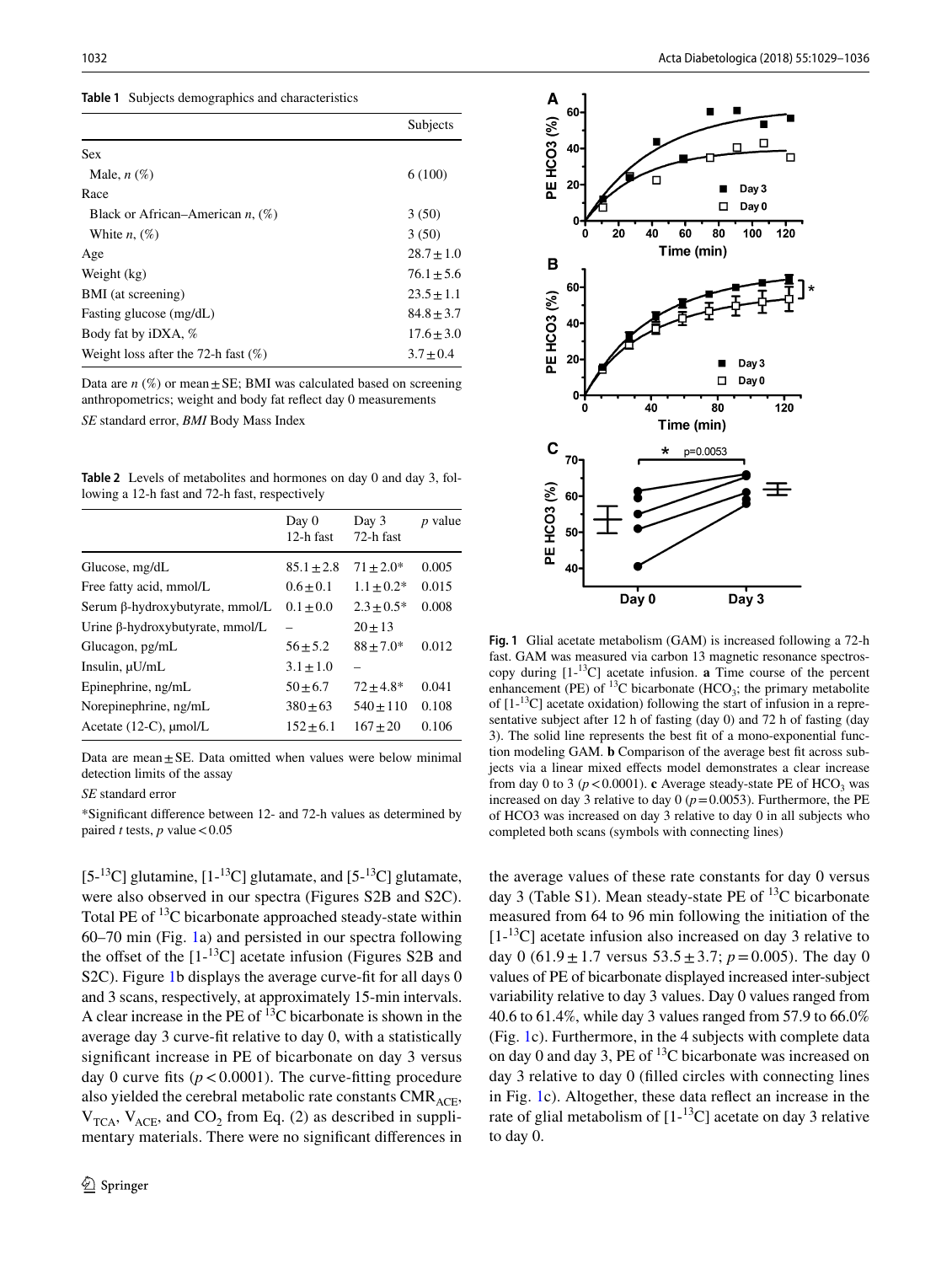**Table 1** Subjects demographics and characteristics

| | Subjects |
|---|---|
| Sex | |
| Male, *n* (%) | 6 (100) |
| Race | |
| Black or African–American *n*, (%) | 3 (50) |
| White *n*, (%) | 3 (50) |
| Age | 28.7 ± 1.0 |
| Weight (kg) | 76.1 ± 5.6 |
| BMI (at screening) | 23.5 ± 1.1 |
| Fasting glucose (mg/dL) | 84.8 ± 3.7 |
| Body fat by iDXA, % | 17.6 ± 3.0 |
| Weight loss after the 72-h fast (%) | 3.7 ± 0.4 |

Data are *n* (%) or mean ± SE; BMI was calculated based on screening anthropometrics; weight and body fat reflect day 0 measurements

*SE* standard error, *BMI* Body Mass Index

**Table 2** Levels of metabolites and hormones on day 0 and day 3, following a 12-h fast and 72-h fast, respectively

| | Day 0 12-h fast | Day 3 72-h fast | *p* value |
|---|---|---|---|
| Glucose, mg/dL | 85.1 ± 2.8 | 71 ± 2.0* | 0.005 |
| Free fatty acid, mmol/L | 0.6 ± 0.1 | 1.1 ± 0.2* | 0.015 |
| Serum β-hydroxybutyrate, mmol/L | 0.1 ± 0.0 | 2.3 ± 0.5* | 0.008 |
| Urine β-hydroxybutyrate, mmol/L | – | 20 ± 13 | |
| Glucagon, pg/mL | 56 ± 5.2 | 88 ± 7.0* | 0.012 |
| Insulin, μU/mL | 3.1 ± 1.0 | – | |
| Epinephrine, ng/mL | 50 ± 6.7 | 72 ± 4.8* | 0.041 |
| Norepinephrine, ng/mL | 380 ± 63 | 540 ± 110 | 0.108 |
| Acetate (12-C), μmol/L | 152 ± 6.1 | 167 ± 20 | 0.106 |

Data are mean ± SE. Data omitted when values were below minimal detection limits of the assay

*SE* standard error

*Significant difference between 12- and 72-h values as determined by paired *t* tests, *p* value < 0.05

[5-$^{13}$C] glutamine, [1-$^{13}$C] glutamate, and [5-$^{13}$C] glutamate, were also observed in our spectra (Figures S2B and S2C). Total PE of $^{13}$C bicarbonate approached steady-state within 60–70 min (Fig. 1a) and persisted in our spectra following the offset of the [1-$^{13}$C] acetate infusion (Figures S2B and S2C). Figure 1b displays the average curve-fit for all days 0 and 3 scans, respectively, at approximately 15-min intervals. A clear increase in the PE of $^{13}$C bicarbonate is shown in the average day 3 curve-fit relative to day 0, with a statistically significant increase in PE of bicarbonate on day 3 versus day 0 curve fits ($p < 0.0001$). The curve-fitting procedure also yielded the cerebral metabolic rate constants $CMR_{ACE}$, $V_{TCA}$, $V_{ACE}$, and $CO_2$ from Eq. (2) as described in supplimentary materials. There were no significant differences in the average values of these rate constants for day 0 versus day 3 (Table S1). Mean steady-state PE of $^{13}$C bicarbonate measured from 64 to 96 min following the initiation of the [1-$^{13}$C] acetate infusion also increased on day 3 relative to day 0 (61.9 ± 1.7 versus 53.5 ± 3.7; $p = 0.005$). The day 0 values of PE of bicarbonate displayed increased inter-subject variability relative to day 3 values. Day 0 values ranged from 40.6 to 61.4%, while day 3 values ranged from 57.9 to 66.0% (Fig. 1c). Furthermore, in the 4 subjects with complete data on day 0 and day 3, PE of $^{13}$C bicarbonate was increased on day 3 relative to day 0 (filled circles with connecting lines in Fig. 1c). Altogether, these data reflect an increase in the rate of glial metabolism of [1-$^{13}$C] acetate on day 3 relative to day 0.

**Fig. 1** Glial acetate metabolism (GAM) is increased following a 72-h fast. GAM was measured via carbon 13 magnetic resonance spectroscopy during [1-$^{13}$C] acetate infusion. **a** Time course of the percent enhancement (PE) of $^{13}$C bicarbonate ($HCO_3$; the primary metabolite of [1-$^{13}$C] acetate oxidation) following the start of infusion in a representative subject after 12 h of fasting (day 0) and 72 h of fasting (day 3). The solid line represents the best fit of a mono-exponential function modeling GAM. **b** Comparison of the average best fit across subjects via a linear mixed effects model demonstrates a clear increase from day 0 to 3 ($p < 0.0001$). **c** Average steady-state PE of $HCO_3$ was increased on day 3 relative to day 0 ($p = 0.0053$). Furthermore, the PE of HCO3 was increased on day 3 relative to day 0 in all subjects who completed both scans (symbols with connecting lines)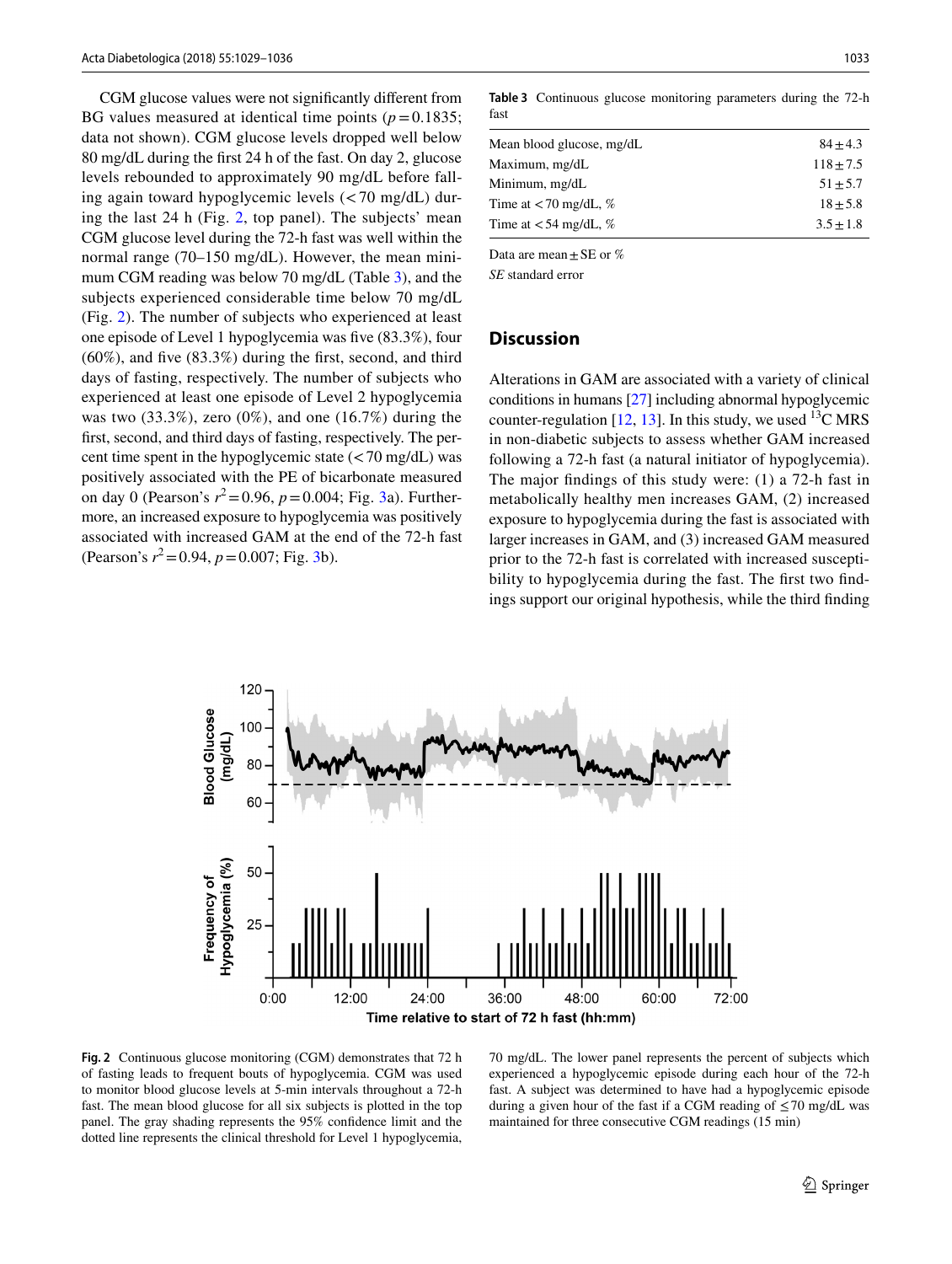CGM glucose values were not significantly different from BG values measured at identical time points ($p = 0.1835$; data not shown). CGM glucose levels dropped well below 80 mg/dL during the first 24 h of the fast. On day 2, glucose levels rebounded to approximately 90 mg/dL before falling again toward hypoglycemic levels (< 70 mg/dL) during the last 24 h (Fig. 2, top panel). The subjects' mean CGM glucose level during the 72-h fast was well within the normal range (70–150 mg/dL). However, the mean minimum CGM reading was below 70 mg/dL (Table 3), and the subjects experienced considerable time below 70 mg/dL (Fig. 2). The number of subjects who experienced at least one episode of Level 1 hypoglycemia was five (83.3%), four (60%), and five (83.3%) during the first, second, and third days of fasting, respectively. The number of subjects who experienced at least one episode of Level 2 hypoglycemia was two (33.3%), zero (0%), and one (16.7%) during the first, second, and third days of fasting, respectively. The percent time spent in the hypoglycemic state (< 70 mg/dL) was positively associated with the PE of bicarbonate measured on day 0 (Pearson's $r^2 = 0.96$, $p = 0.004$; Fig. 3a). Furthermore, an increased exposure to hypoglycemia was positively associated with increased GAM at the end of the 72-h fast (Pearson's $r^2 = 0.94$, $p = 0.007$; Fig. 3b).

**Table 3** Continuous glucose monitoring parameters during the 72-h fast

| | |
|---|---|
| Mean blood glucose, mg/dL | 84 ± 4.3 |
| Maximum, mg/dL | 118 ± 7.5 |
| Minimum, mg/dL | 51 ± 5.7 |
| Time at < 70 mg/dL, % | 18 ± 5.8 |
| Time at < 54 mg/dL, % | 3.5 ± 1.8 |

Data are mean ± SE or %

*SE* standard error

## Discussion

Alterations in GAM are associated with a variety of clinical conditions in humans [27] including abnormal hypoglycemic counter-regulation [12, 13]. In this study, we used $^{13}$C MRS in non-diabetic subjects to assess whether GAM increased following a 72-h fast (a natural initiator of hypoglycemia). The major findings of this study were: (1) a 72-h fast in metabolically healthy men increases GAM, (2) increased exposure to hypoglycemia during the fast is associated with larger increases in GAM, and (3) increased GAM measured prior to the 72-h fast is correlated with increased susceptibility to hypoglycemia during the fast. The first two findings support our original hypothesis, while the third finding

**Fig. 2** Continuous glucose monitoring (CGM) demonstrates that 72 h of fasting leads to frequent bouts of hypoglycemia. CGM was used to monitor blood glucose levels at 5-min intervals throughout a 72-h fast. The mean blood glucose for all six subjects is plotted in the top panel. The gray shading represents the 95% confidence limit and the dotted line represents the clinical threshold for Level 1 hypoglycemia, 70 mg/dL. The lower panel represents the percent of subjects which experienced a hypoglycemic episode during each hour of the 72-h fast. A subject was determined to have had a hypoglycemic episode during a given hour of the fast if a CGM reading of ≤ 70 mg/dL was maintained for three consecutive CGM readings (15 min)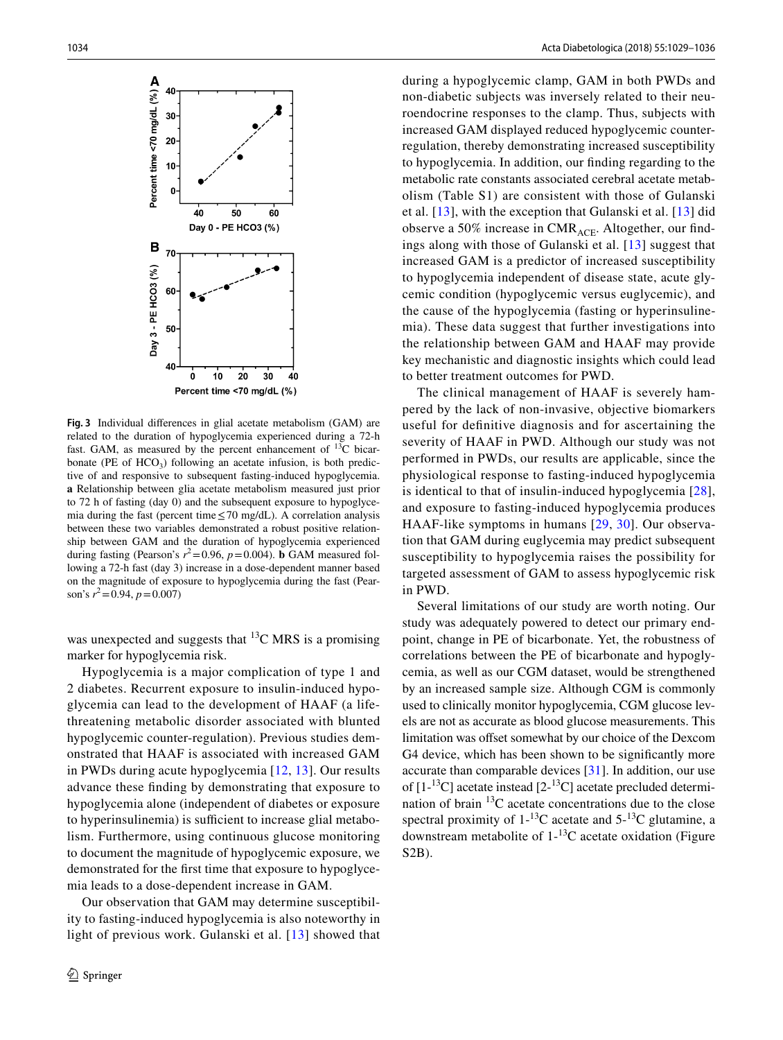**Fig. 3** Individual differences in glial acetate metabolism (GAM) are related to the duration of hypoglycemia experienced during a 72-h fast. GAM, as measured by the percent enhancement of $^{13}C$ bicarbonate (PE of $HCO_3$) following an acetate infusion, is both predictive of and responsive to subsequent fasting-induced hypoglycemia. **a** Relationship between glia acetate metabolism measured just prior to 72 h of fasting (day 0) and the subsequent exposure to hypoglycemia during the fast (percent time ≤ 70 mg/dL). A correlation analysis between these two variables demonstrated a robust positive relationship between GAM and the duration of hypoglycemia experienced during fasting (Pearson's $r^2 = 0.96$, $p = 0.004$). **b** GAM measured following a 72-h fast (day 3) increase in a dose-dependent manner based on the magnitude of exposure to hypoglycemia during the fast (Pearson's $r^2 = 0.94$, $p = 0.007$)

was unexpected and suggests that $^{13}C$ MRS is a promising marker for hypoglycemia risk.

Hypoglycemia is a major complication of type 1 and 2 diabetes. Recurrent exposure to insulin-induced hypoglycemia can lead to the development of HAAF (a life-threatening metabolic disorder associated with blunted hypoglycemic counter-regulation). Previous studies demonstrated that HAAF is associated with increased GAM in PWDs during acute hypoglycemia [12, 13]. Our results advance these finding by demonstrating that exposure to hypoglycemia alone (independent of diabetes or exposure to hyperinsulinemia) is sufficient to increase glial metabolism. Furthermore, using continuous glucose monitoring to document the magnitude of hypoglycemic exposure, we demonstrated for the first time that exposure to hypoglycemia leads to a dose-dependent increase in GAM.

Our observation that GAM may determine susceptibility to fasting-induced hypoglycemia is also noteworthy in light of previous work. Gulanski et al. [13] showed that during a hypoglycemic clamp, GAM in both PWDs and non-diabetic subjects was inversely related to their neuroendocrine responses to the clamp. Thus, subjects with increased GAM displayed reduced hypoglycemic counterregulation, thereby demonstrating increased susceptibility to hypoglycemia. In addition, our finding regarding to the metabolic rate constants associated cerebral acetate metabolism (Table S1) are consistent with those of Gulanski et al. [13], with the exception that Gulanski et al. [13] did observe a 50% increase in $CMR_{ACE}$. Altogether, our findings along with those of Gulanski et al. [13] suggest that increased GAM is a predictor of increased susceptibility to hypoglycemia independent of disease state, acute glycemic condition (hypoglycemic versus euglycemic), and the cause of the hypoglycemia (fasting or hyperinsulinemia). These data suggest that further investigations into the relationship between GAM and HAAF may provide key mechanistic and diagnostic insights which could lead to better treatment outcomes for PWD.

The clinical management of HAAF is severely hampered by the lack of non-invasive, objective biomarkers useful for definitive diagnosis and for ascertaining the severity of HAAF in PWD. Although our study was not performed in PWDs, our results are applicable, since the physiological response to fasting-induced hypoglycemia is identical to that of insulin-induced hypoglycemia [28], and exposure to fasting-induced hypoglycemia produces HAAF-like symptoms in humans [29, 30]. Our observation that GAM during euglycemia may predict subsequent susceptibility to hypoglycemia raises the possibility for targeted assessment of GAM to assess hypoglycemic risk in PWD.

Several limitations of our study are worth noting. Our study was adequately powered to detect our primary endpoint, change in PE of bicarbonate. Yet, the robustness of correlations between the PE of bicarbonate and hypoglycemia, as well as our CGM dataset, would be strengthened by an increased sample size. Although CGM is commonly used to clinically monitor hypoglycemia, CGM glucose levels are not as accurate as blood glucose measurements. This limitation was offset somewhat by our choice of the Dexcom G4 device, which has been shown to be significantly more accurate than comparable devices [31]. In addition, our use of [1-$^{13}C$] acetate instead [2-$^{13}C$] acetate precluded determination of brain $^{13}C$ acetate concentrations due to the close spectral proximity of 1-$^{13}C$ acetate and 5-$^{13}C$ glutamine, a downstream metabolite of 1-$^{13}C$ acetate oxidation (Figure S2B).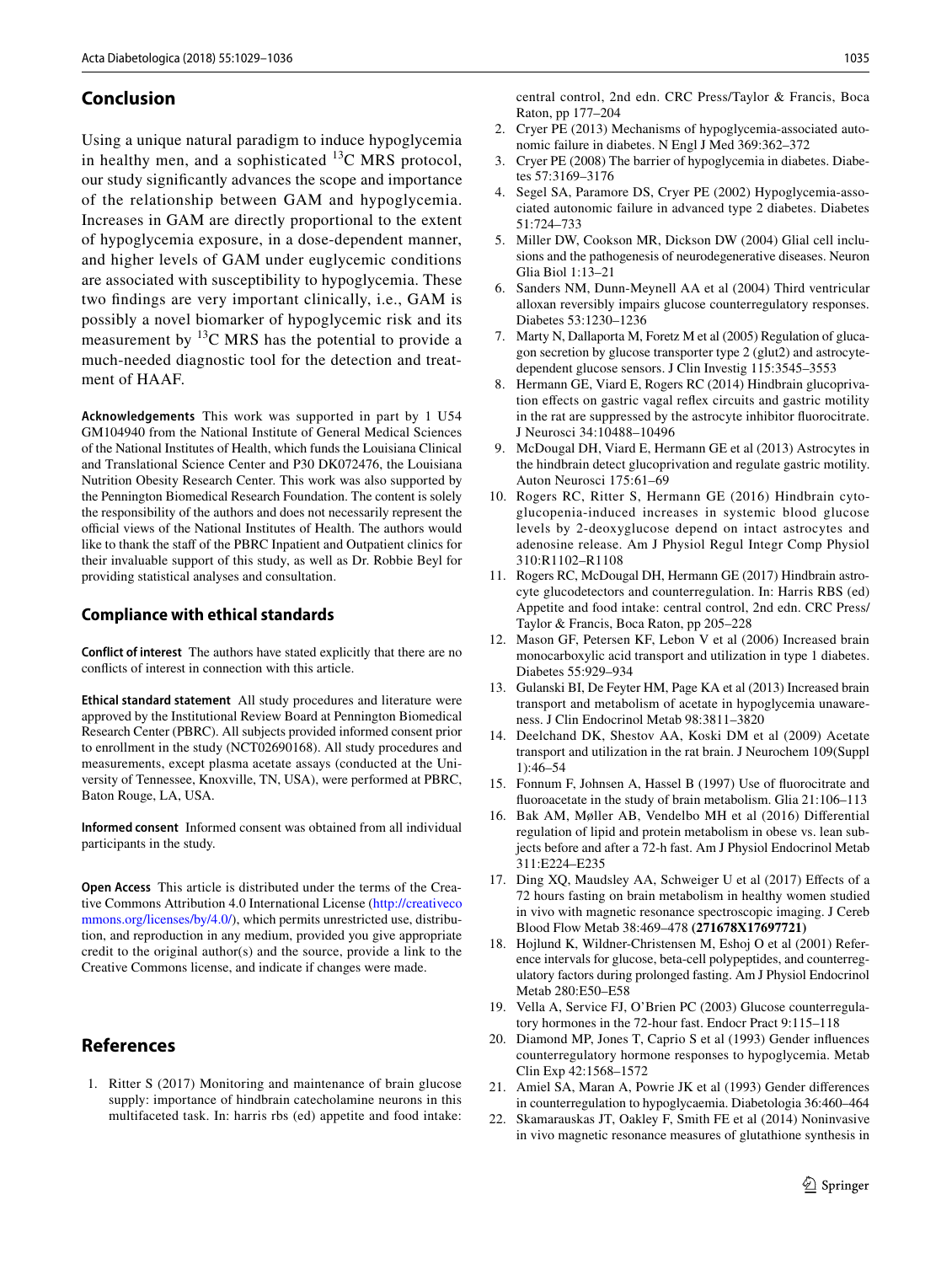## Conclusion

Using a unique natural paradigm to induce hypoglycemia in healthy men, and a sophisticated $^{13}$C MRS protocol, our study significantly advances the scope and importance of the relationship between GAM and hypoglycemia. Increases in GAM are directly proportional to the extent of hypoglycemia exposure, in a dose-dependent manner, and higher levels of GAM under euglycemic conditions are associated with susceptibility to hypoglycemia. These two findings are very important clinically, i.e., GAM is possibly a novel biomarker of hypoglycemic risk and its measurement by $^{13}$C MRS has the potential to provide a much-needed diagnostic tool for the detection and treatment of HAAF.

**Acknowledgements** This work was supported in part by 1 U54 GM104940 from the National Institute of General Medical Sciences of the National Institutes of Health, which funds the Louisiana Clinical and Translational Science Center and P30 DK072476, the Louisiana Nutrition Obesity Research Center. This work was also supported by the Pennington Biomedical Research Foundation. The content is solely the responsibility of the authors and does not necessarily represent the official views of the National Institutes of Health. The authors would like to thank the staff of the PBRC Inpatient and Outpatient clinics for their invaluable support of this study, as well as Dr. Robbie Beyl for providing statistical analyses and consultation.

### Compliance with ethical standards

**Conflict of interest** The authors have stated explicitly that there are no conflicts of interest in connection with this article.

**Ethical standard statement** All study procedures and literature were approved by the Institutional Review Board at Pennington Biomedical Research Center (PBRC). All subjects provided informed consent prior to enrollment in the study (NCT02690168). All study procedures and measurements, except plasma acetate assays (conducted at the University of Tennessee, Knoxville, TN, USA), were performed at PBRC, Baton Rouge, LA, USA.

**Informed consent** Informed consent was obtained from all individual participants in the study.

**Open Access** This article is distributed under the terms of the Creative Commons Attribution 4.0 International License (http://creativecommons.org/licenses/by/4.0/), which permits unrestricted use, distribution, and reproduction in any medium, provided you give appropriate credit to the original author(s) and the source, provide a link to the Creative Commons license, and indicate if changes were made.

## References

1. Ritter S (2017) Monitoring and maintenance of brain glucose supply: importance of hindbrain catecholamine neurons in this multifaceted task. In: harris rbs (ed) appetite and food intake: central control, 2nd edn. CRC Press/Taylor & Francis, Boca Raton, pp 177–204
2. Cryer PE (2013) Mechanisms of hypoglycemia-associated autonomic failure in diabetes. N Engl J Med 369:362–372
3. Cryer PE (2008) The barrier of hypoglycemia in diabetes. Diabetes 57:3169–3176
4. Segel SA, Paramore DS, Cryer PE (2002) Hypoglycemia-associated autonomic failure in advanced type 2 diabetes. Diabetes 51:724–733
5. Miller DW, Cookson MR, Dickson DW (2004) Glial cell inclusions and the pathogenesis of neurodegenerative diseases. Neuron Glia Biol 1:13–21
6. Sanders NM, Dunn-Meynell AA et al (2004) Third ventricular alloxan reversibly impairs glucose counterregulatory responses. Diabetes 53:1230–1236
7. Marty N, Dallaporta M, Foretz M et al (2005) Regulation of glucagon secretion by glucose transporter type 2 (glut2) and astrocyte-dependent glucose sensors. J Clin Investig 115:3545–3553
8. Hermann GE, Viard E, Rogers RC (2014) Hindbrain glucoprivation effects on gastric vagal reflex circuits and gastric motility in the rat are suppressed by the astrocyte inhibitor fluorocitrate. J Neurosci 34:10488–10496
9. McDougal DH, Viard E, Hermann GE et al (2013) Astrocytes in the hindbrain detect glucoprivation and regulate gastric motility. Auton Neurosci 175:61–69
10. Rogers RC, Ritter S, Hermann GE (2016) Hindbrain cytoglucopenia-induced increases in systemic blood glucose levels by 2-deoxyglucose depend on intact astrocytes and adenosine release. Am J Physiol Regul Integr Comp Physiol 310:R1102–R1108
11. Rogers RC, McDougal DH, Hermann GE (2017) Hindbrain astrocyte glucodetectors and counterregulation. In: Harris RBS (ed) Appetite and food intake: central control, 2nd edn. CRC Press/Taylor & Francis, Boca Raton, pp 205–228
12. Mason GF, Petersen KF, Lebon V et al (2006) Increased brain monocarboxylic acid transport and utilization in type 1 diabetes. Diabetes 55:929–934
13. Gulanski BI, De Feyter HM, Page KA et al (2013) Increased brain transport and metabolism of acetate in hypoglycemia unawareness. J Clin Endocrinol Metab 98:3811–3820
14. Deelchand DK, Shestov AA, Koski DM et al (2009) Acetate transport and utilization in the rat brain. J Neurochem 109(Suppl 1):46–54
15. Fonnum F, Johnsen A, Hassel B (1997) Use of fluorocitrate and fluoroacetate in the study of brain metabolism. Glia 21:106–113
16. Bak AM, Møller AB, Vendelbo MH et al (2016) Differential regulation of lipid and protein metabolism in obese vs. lean subjects before and after a 72-h fast. Am J Physiol Endocrinol Metab 311:E224–E235
17. Ding XQ, Maudsley AA, Schweiger U et al (2017) Effects of a 72 hours fasting on brain metabolism in healthy women studied in vivo with magnetic resonance spectroscopic imaging. J Cereb Blood Flow Metab 38:469–478 **(271678X17697721)**
18. Hojlund K, Wildner-Christensen M, Eshoj O et al (2001) Reference intervals for glucose, beta-cell polypeptides, and counterregulatory factors during prolonged fasting. Am J Physiol Endocrinol Metab 280:E50–E58
19. Vella A, Service FJ, O'Brien PC (2003) Glucose counterregulatory hormones in the 72-hour fast. Endocr Pract 9:115–118
20. Diamond MP, Jones T, Caprio S et al (1993) Gender influences counterregulatory hormone responses to hypoglycemia. Metab Clin Exp 42:1568–1572
21. Amiel SA, Maran A, Powrie JK et al (1993) Gender differences in counterregulation to hypoglycaemia. Diabetologia 36:460–464
22. Skamarauskas JT, Oakley F, Smith FE et al (2014) Noninvasive in vivo magnetic resonance measures of glutathione synthesis in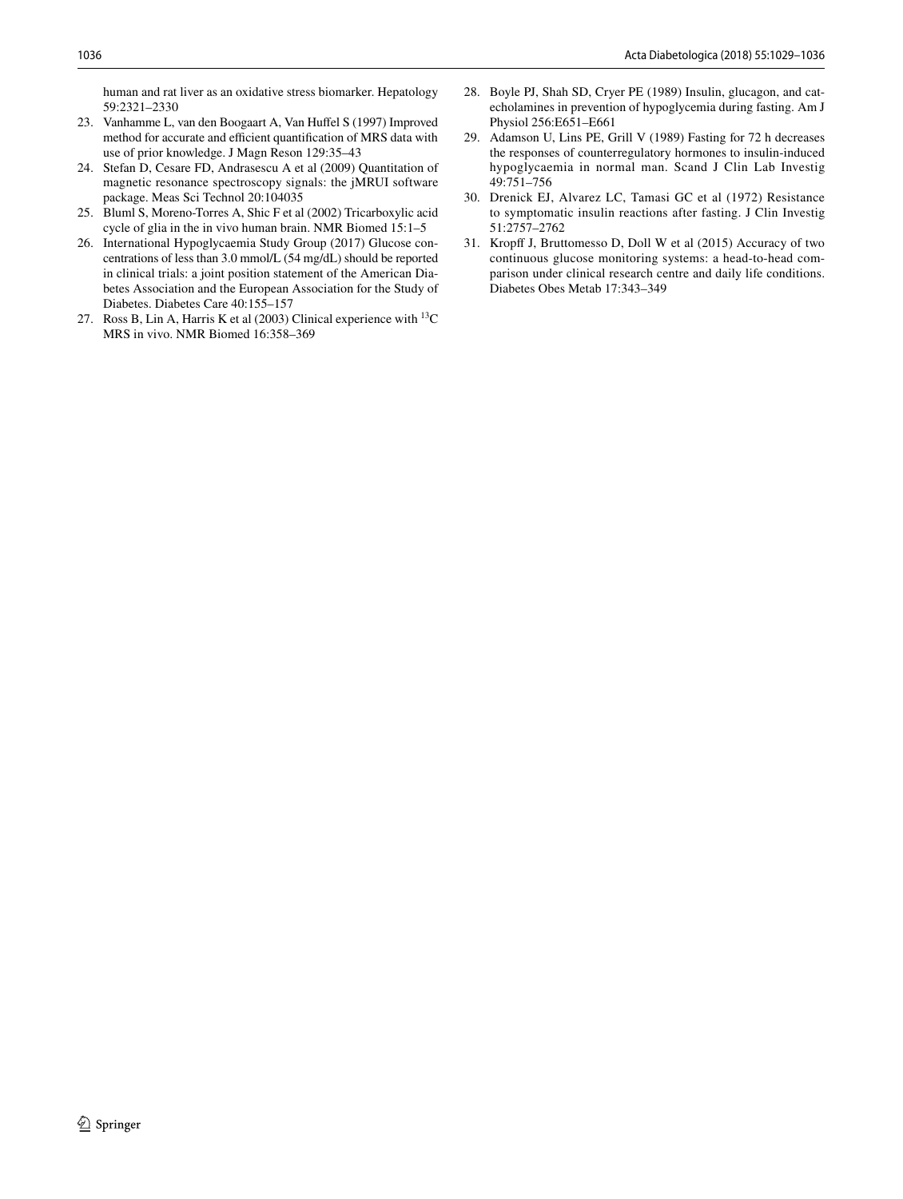human and rat liver as an oxidative stress biomarker. Hepatology 59:2321–2330

23. Vanhamme L, van den Boogaart A, Van Huffel S (1997) Improved method for accurate and efficient quantification of MRS data with use of prior knowledge. J Magn Reson 129:35–43
24. Stefan D, Cesare FD, Andrasescu A et al (2009) Quantitation of magnetic resonance spectroscopy signals: the jMRUI software package. Meas Sci Technol 20:104035
25. Bluml S, Moreno-Torres A, Shic F et al (2002) Tricarboxylic acid cycle of glia in the in vivo human brain. NMR Biomed 15:1–5
26. International Hypoglycaemia Study Group (2017) Glucose concentrations of less than 3.0 mmol/L (54 mg/dL) should be reported in clinical trials: a joint position statement of the American Diabetes Association and the European Association for the Study of Diabetes. Diabetes Care 40:155–157
27. Ross B, Lin A, Harris K et al (2003) Clinical experience with $^{13}C$ MRS in vivo. NMR Biomed 16:358–369
28. Boyle PJ, Shah SD, Cryer PE (1989) Insulin, glucagon, and catecholamines in prevention of hypoglycemia during fasting. Am J Physiol 256:E651–E661
29. Adamson U, Lins PE, Grill V (1989) Fasting for 72 h decreases the responses of counterregulatory hormones to insulin-induced hypoglycaemia in normal man. Scand J Clin Lab Investig 49:751–756
30. Drenick EJ, Alvarez LC, Tamasi GC et al (1972) Resistance to symptomatic insulin reactions after fasting. J Clin Investig 51:2757–2762
31. Kropff J, Bruttomesso D, Doll W et al (2015) Accuracy of two continuous glucose monitoring systems: a head-to-head comparison under clinical research centre and daily life conditions. Diabetes Obes Metab 17:343–349